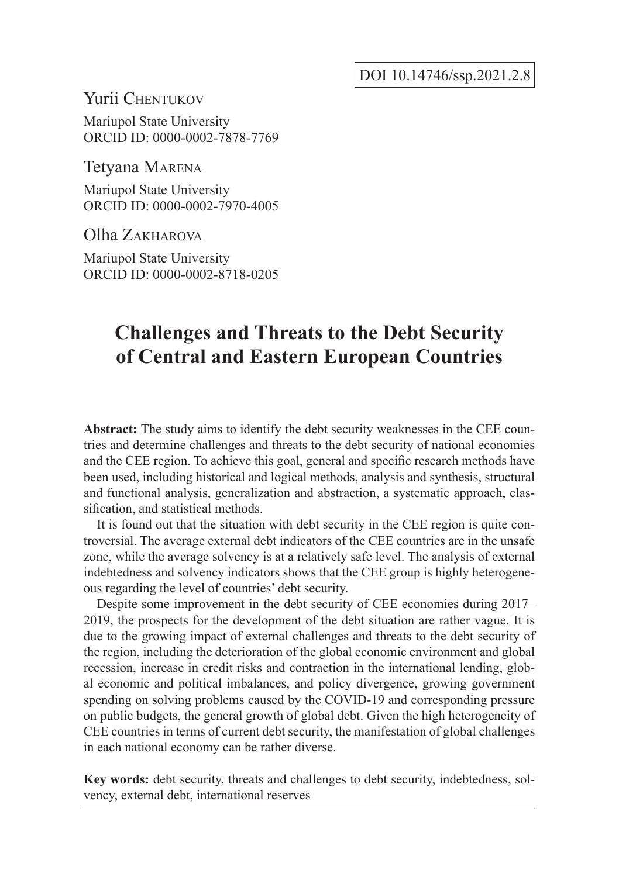DOI 10.14746/ssp.2021.2.8

Yurii Chentukov

Mariupol State University
ORCID ID: 0000-0002-7878-7769

Tetyana Marena

Mariupol State University
ORCID ID: 0000-0002-7970-4005

Olha Zakharova

Mariupol State University
ORCID ID: 0000-0002-8718-0205

# Challenges and Threats to the Debt Security of Central and Eastern European Countries

**Abstract:** The study aims to identify the debt security weaknesses in the CEE countries and determine challenges and threats to the debt security of national economies and the CEE region. To achieve this goal, general and specific research methods have been used, including historical and logical methods, analysis and synthesis, structural and functional analysis, generalization and abstraction, a systematic approach, classification, and statistical methods.

It is found out that the situation with debt security in the CEE region is quite controversial. The average external debt indicators of the CEE countries are in the unsafe zone, while the average solvency is at a relatively safe level. The analysis of external indebtedness and solvency indicators shows that the CEE group is highly heterogeneous regarding the level of countries' debt security.

Despite some improvement in the debt security of CEE economies during 2017–2019, the prospects for the development of the debt situation are rather vague. It is due to the growing impact of external challenges and threats to the debt security of the region, including the deterioration of the global economic environment and global recession, increase in credit risks and contraction in the international lending, global economic and political imbalances, and policy divergence, growing government spending on solving problems caused by the COVID-19 and corresponding pressure on public budgets, the general growth of global debt. Given the high heterogeneity of CEE countries in terms of current debt security, the manifestation of global challenges in each national economy can be rather diverse.

**Key words:** debt security, threats and challenges to debt security, indebtedness, solvency, external debt, international reserves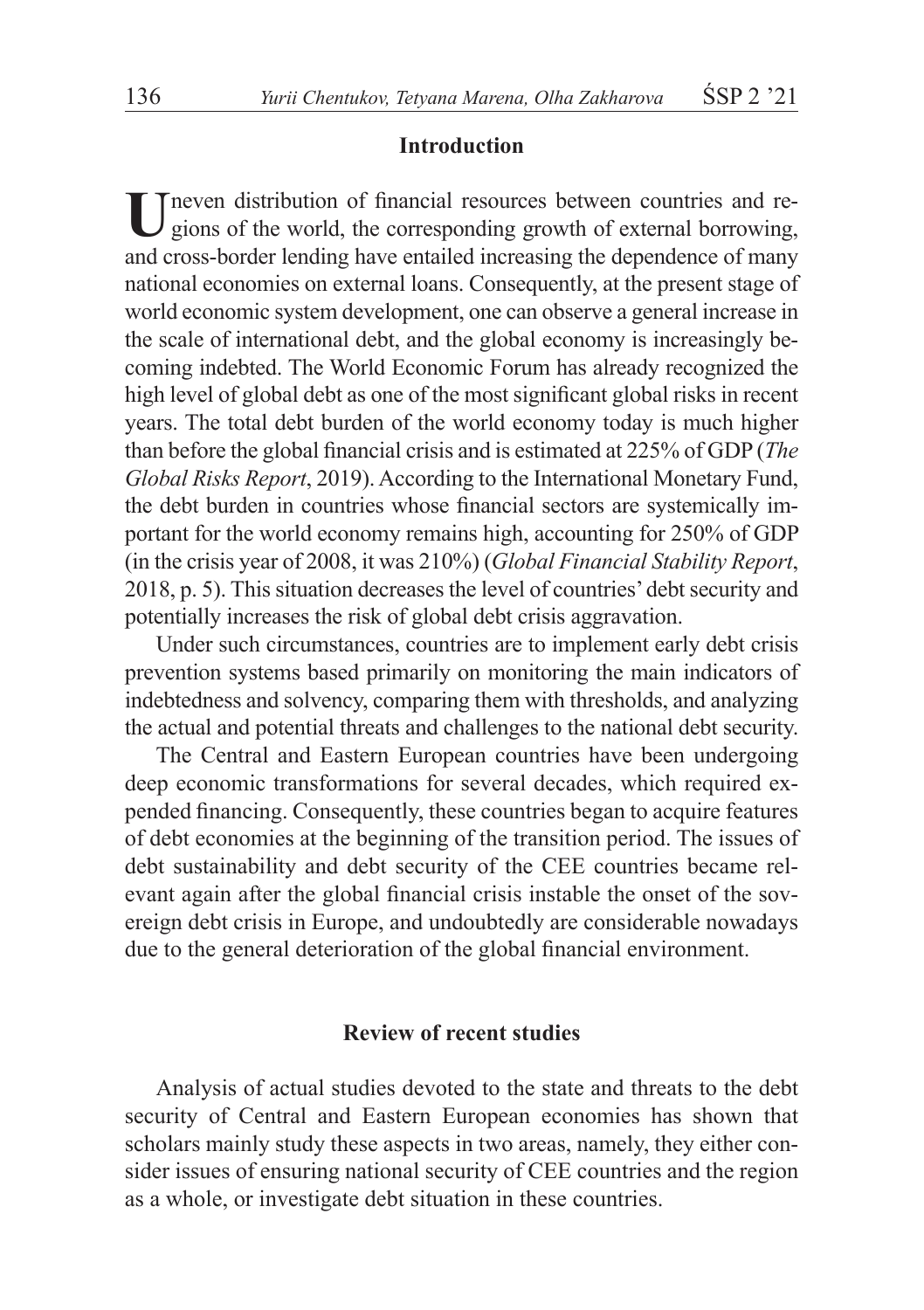## Introduction

Uneven distribution of financial resources between countries and regions of the world, the corresponding growth of external borrowing, and cross-border lending have entailed increasing the dependence of many national economies on external loans. Consequently, at the present stage of world economic system development, one can observe a general increase in the scale of international debt, and the global economy is increasingly becoming indebted. The World Economic Forum has already recognized the high level of global debt as one of the most significant global risks in recent years. The total debt burden of the world economy today is much higher than before the global financial crisis and is estimated at 225% of GDP (*The Global Risks Report*, 2019). According to the International Monetary Fund, the debt burden in countries whose financial sectors are systemically important for the world economy remains high, accounting for 250% of GDP (in the crisis year of 2008, it was 210%) (*Global Financial Stability Report*, 2018, p. 5). This situation decreases the level of countries' debt security and potentially increases the risk of global debt crisis aggravation.

Under such circumstances, countries are to implement early debt crisis prevention systems based primarily on monitoring the main indicators of indebtedness and solvency, comparing them with thresholds, and analyzing the actual and potential threats and challenges to the national debt security.

The Central and Eastern European countries have been undergoing deep economic transformations for several decades, which required expended financing. Consequently, these countries began to acquire features of debt economies at the beginning of the transition period. The issues of debt sustainability and debt security of the CEE countries became relevant again after the global financial crisis instable the onset of the sovereign debt crisis in Europe, and undoubtedly are considerable nowadays due to the general deterioration of the global financial environment.

## Review of recent studies

Analysis of actual studies devoted to the state and threats to the debt security of Central and Eastern European economies has shown that scholars mainly study these aspects in two areas, namely, they either consider issues of ensuring national security of CEE countries and the region as a whole, or investigate debt situation in these countries.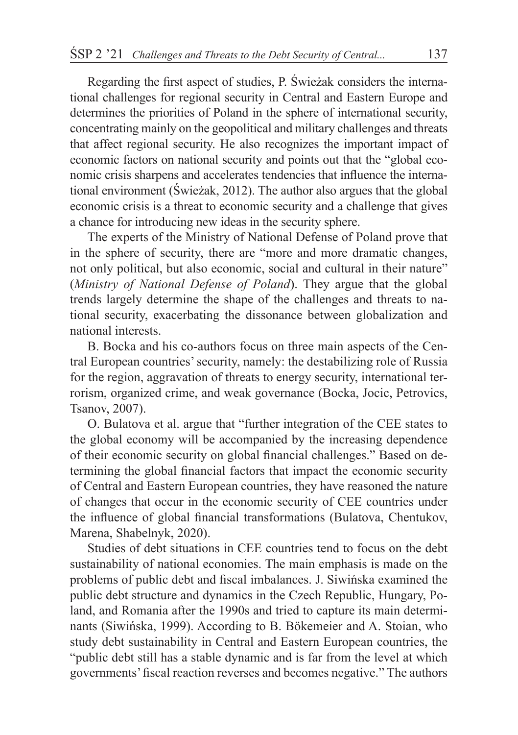Regarding the first aspect of studies, P. Świeżak considers the international challenges for regional security in Central and Eastern Europe and determines the priorities of Poland in the sphere of international security, concentrating mainly on the geopolitical and military challenges and threats that affect regional security. He also recognizes the important impact of economic factors on national security and points out that the "global economic crisis sharpens and accelerates tendencies that influence the international environment (Świeżak, 2012). The author also argues that the global economic crisis is a threat to economic security and a challenge that gives a chance for introducing new ideas in the security sphere.

The experts of the Ministry of National Defense of Poland prove that in the sphere of security, there are "more and more dramatic changes, not only political, but also economic, social and cultural in their nature" (*Ministry of National Defense of Poland*). They argue that the global trends largely determine the shape of the challenges and threats to national security, exacerbating the dissonance between globalization and national interests.

B. Bocka and his co-authors focus on three main aspects of the Central European countries' security, namely: the destabilizing role of Russia for the region, aggravation of threats to energy security, international terrorism, organized crime, and weak governance (Bocka, Jocic, Petrovics, Tsanov, 2007).

O. Bulatova et al. argue that "further integration of the CEE states to the global economy will be accompanied by the increasing dependence of their economic security on global financial challenges." Based on determining the global financial factors that impact the economic security of Central and Eastern European countries, they have reasoned the nature of changes that occur in the economic security of CEE countries under the influence of global financial transformations (Bulatova, Chentukov, Marena, Shabelnyk, 2020).

Studies of debt situations in CEE countries tend to focus on the debt sustainability of national economies. The main emphasis is made on the problems of public debt and fiscal imbalances. J. Siwińska examined the public debt structure and dynamics in the Czech Republic, Hungary, Poland, and Romania after the 1990s and tried to capture its main determinants (Siwińska, 1999). According to B. Bökemeier and A. Stoian, who study debt sustainability in Central and Eastern European countries, the "public debt still has a stable dynamic and is far from the level at which governments' fiscal reaction reverses and becomes negative." The authors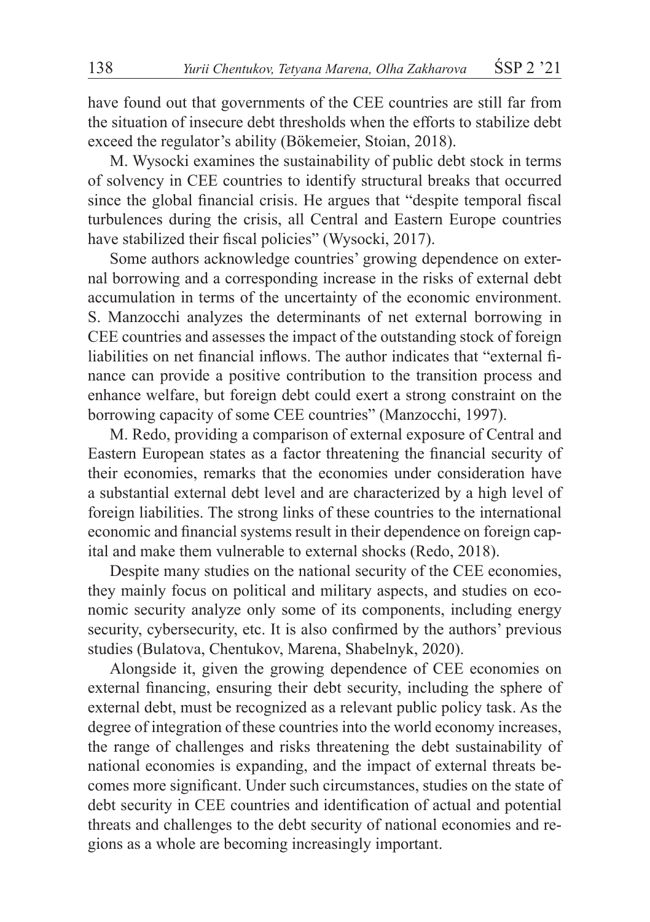have found out that governments of the CEE countries are still far from the situation of insecure debt thresholds when the efforts to stabilize debt exceed the regulator's ability (Bökemeier, Stoian, 2018).

M. Wysocki examines the sustainability of public debt stock in terms of solvency in CEE countries to identify structural breaks that occurred since the global financial crisis. He argues that "despite temporal fiscal turbulences during the crisis, all Central and Eastern Europe countries have stabilized their fiscal policies" (Wysocki, 2017).

Some authors acknowledge countries' growing dependence on external borrowing and a corresponding increase in the risks of external debt accumulation in terms of the uncertainty of the economic environment. S. Manzocchi analyzes the determinants of net external borrowing in CEE countries and assesses the impact of the outstanding stock of foreign liabilities on net financial inflows. The author indicates that "external finance can provide a positive contribution to the transition process and enhance welfare, but foreign debt could exert a strong constraint on the borrowing capacity of some CEE countries" (Manzocchi, 1997).

M. Redo, providing a comparison of external exposure of Central and Eastern European states as a factor threatening the financial security of their economies, remarks that the economies under consideration have a substantial external debt level and are characterized by a high level of foreign liabilities. The strong links of these countries to the international economic and financial systems result in their dependence on foreign capital and make them vulnerable to external shocks (Redo, 2018).

Despite many studies on the national security of the CEE economies, they mainly focus on political and military aspects, and studies on economic security analyze only some of its components, including energy security, cybersecurity, etc. It is also confirmed by the authors' previous studies (Bulatova, Chentukov, Marena, Shabelnyk, 2020).

Alongside it, given the growing dependence of CEE economies on external financing, ensuring their debt security, including the sphere of external debt, must be recognized as a relevant public policy task. As the degree of integration of these countries into the world economy increases, the range of challenges and risks threatening the debt sustainability of national economies is expanding, and the impact of external threats becomes more significant. Under such circumstances, studies on the state of debt security in CEE countries and identification of actual and potential threats and challenges to the debt security of national economies and regions as a whole are becoming increasingly important.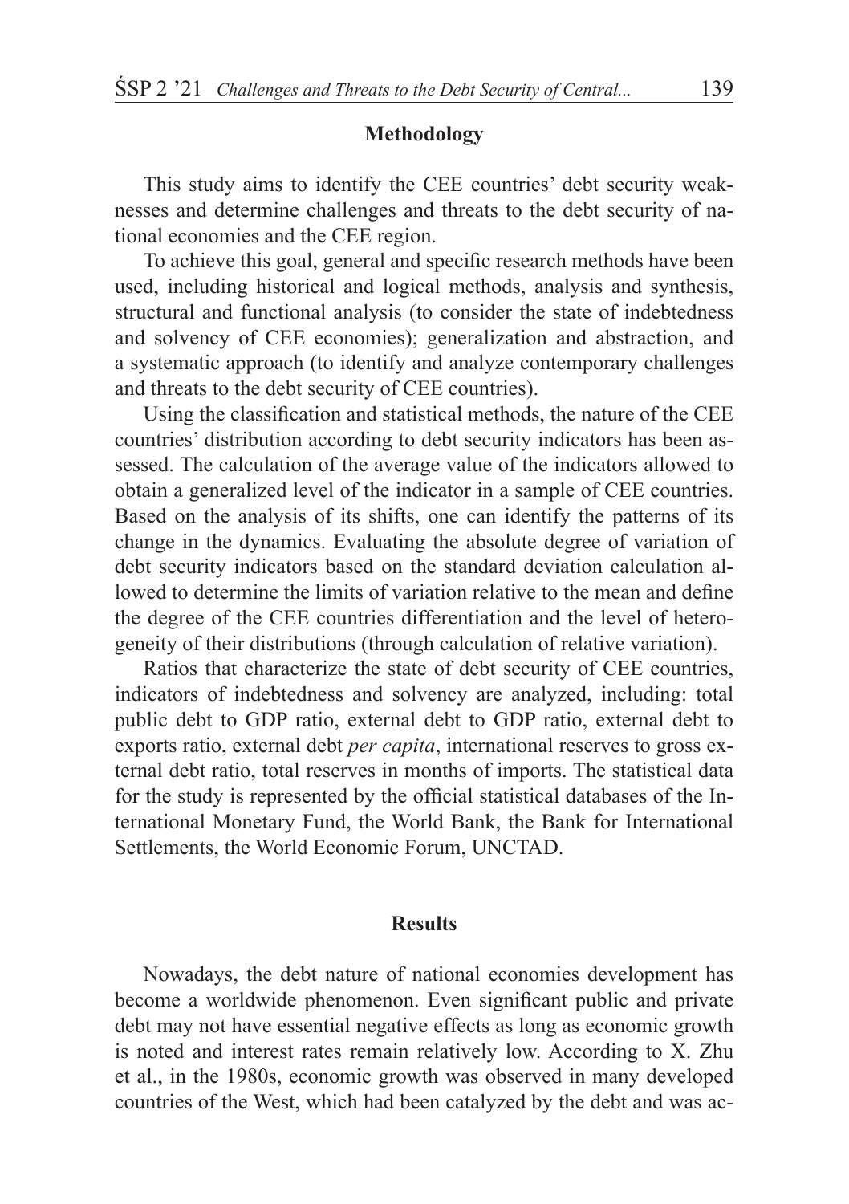## Methodology

This study aims to identify the CEE countries' debt security weaknesses and determine challenges and threats to the debt security of national economies and the CEE region.

To achieve this goal, general and specific research methods have been used, including historical and logical methods, analysis and synthesis, structural and functional analysis (to consider the state of indebtedness and solvency of CEE economies); generalization and abstraction, and a systematic approach (to identify and analyze contemporary challenges and threats to the debt security of CEE countries).

Using the classification and statistical methods, the nature of the CEE countries' distribution according to debt security indicators has been assessed. The calculation of the average value of the indicators allowed to obtain a generalized level of the indicator in a sample of CEE countries. Based on the analysis of its shifts, one can identify the patterns of its change in the dynamics. Evaluating the absolute degree of variation of debt security indicators based on the standard deviation calculation allowed to determine the limits of variation relative to the mean and define the degree of the CEE countries differentiation and the level of heterogeneity of their distributions (through calculation of relative variation).

Ratios that characterize the state of debt security of CEE countries, indicators of indebtedness and solvency are analyzed, including: total public debt to GDP ratio, external debt to GDP ratio, external debt to exports ratio, external debt *per capita*, international reserves to gross external debt ratio, total reserves in months of imports. The statistical data for the study is represented by the official statistical databases of the International Monetary Fund, the World Bank, the Bank for International Settlements, the World Economic Forum, UNCTAD.

## Results

Nowadays, the debt nature of national economies development has become a worldwide phenomenon. Even significant public and private debt may not have essential negative effects as long as economic growth is noted and interest rates remain relatively low. According to X. Zhu et al., in the 1980s, economic growth was observed in many developed countries of the West, which had been catalyzed by the debt and was ac-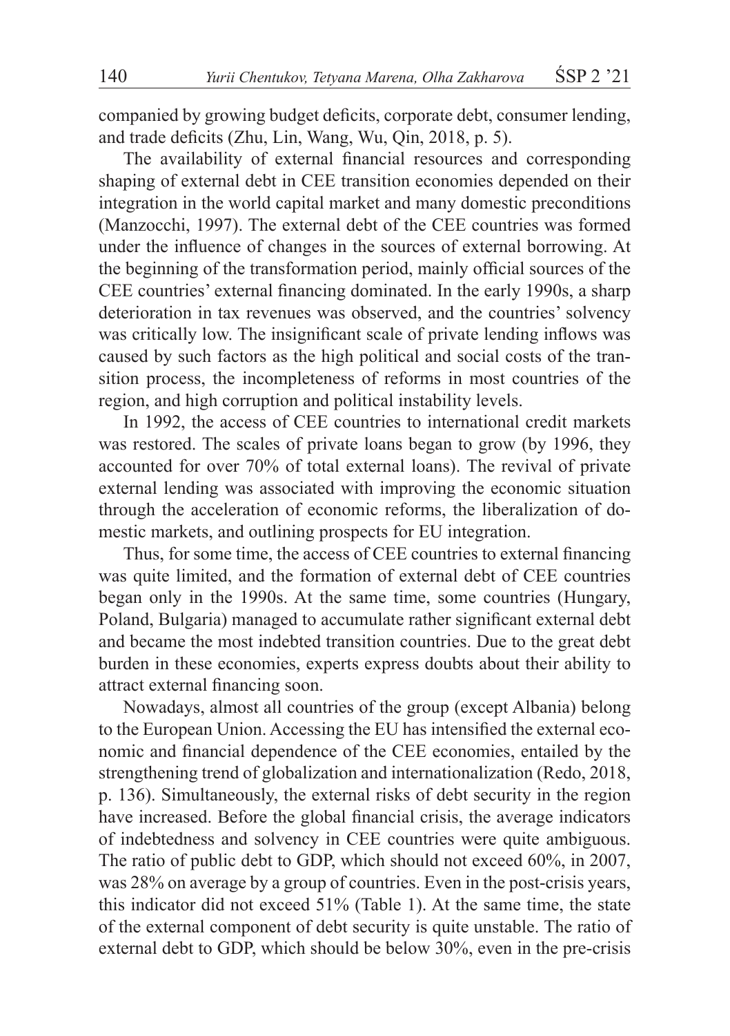companied by growing budget deficits, corporate debt, consumer lending, and trade deficits (Zhu, Lin, Wang, Wu, Qin, 2018, p. 5).

The availability of external financial resources and corresponding shaping of external debt in CEE transition economies depended on their integration in the world capital market and many domestic preconditions (Manzocchi, 1997). The external debt of the CEE countries was formed under the influence of changes in the sources of external borrowing. At the beginning of the transformation period, mainly official sources of the CEE countries' external financing dominated. In the early 1990s, a sharp deterioration in tax revenues was observed, and the countries' solvency was critically low. The insignificant scale of private lending inflows was caused by such factors as the high political and social costs of the transition process, the incompleteness of reforms in most countries of the region, and high corruption and political instability levels.

In 1992, the access of CEE countries to international credit markets was restored. The scales of private loans began to grow (by 1996, they accounted for over 70% of total external loans). The revival of private external lending was associated with improving the economic situation through the acceleration of economic reforms, the liberalization of domestic markets, and outlining prospects for EU integration.

Thus, for some time, the access of CEE countries to external financing was quite limited, and the formation of external debt of CEE countries began only in the 1990s. At the same time, some countries (Hungary, Poland, Bulgaria) managed to accumulate rather significant external debt and became the most indebted transition countries. Due to the great debt burden in these economies, experts express doubts about their ability to attract external financing soon.

Nowadays, almost all countries of the group (except Albania) belong to the European Union. Accessing the EU has intensified the external economic and financial dependence of the CEE economies, entailed by the strengthening trend of globalization and internationalization (Redo, 2018, p. 136). Simultaneously, the external risks of debt security in the region have increased. Before the global financial crisis, the average indicators of indebtedness and solvency in CEE countries were quite ambiguous. The ratio of public debt to GDP, which should not exceed 60%, in 2007, was 28% on average by a group of countries. Even in the post-crisis years, this indicator did not exceed 51% (Table 1). At the same time, the state of the external component of debt security is quite unstable. The ratio of external debt to GDP, which should be below 30%, even in the pre-crisis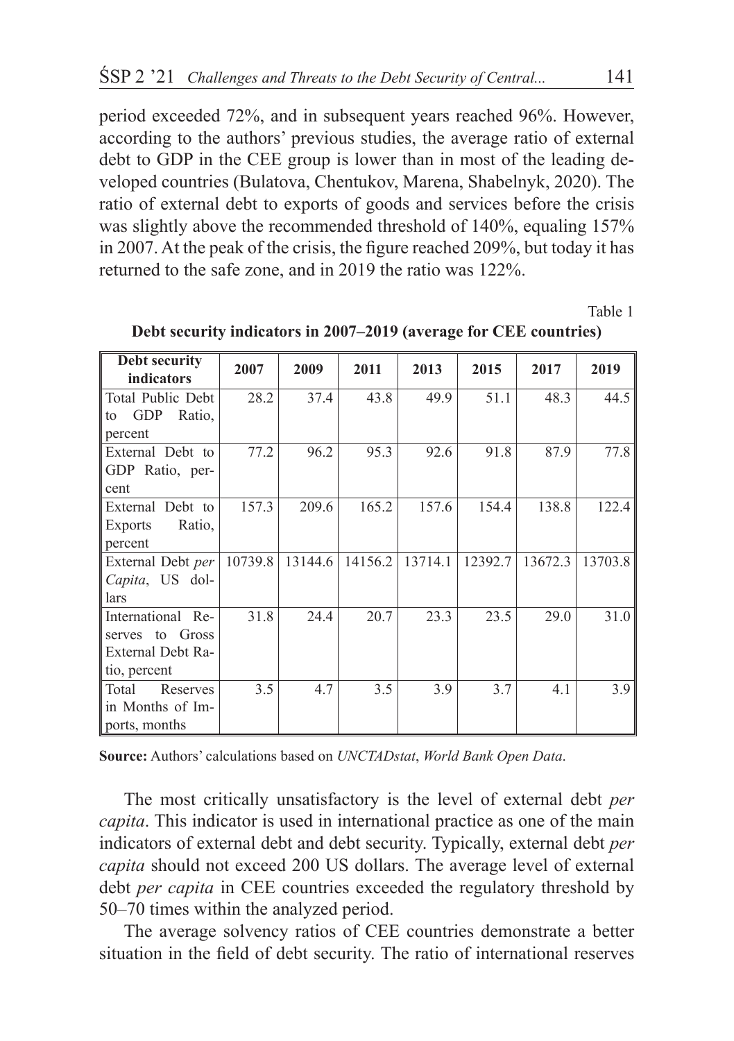period exceeded 72%, and in subsequent years reached 96%. However, according to the authors' previous studies, the average ratio of external debt to GDP in the CEE group is lower than in most of the leading developed countries (Bulatova, Chentukov, Marena, Shabelnyk, 2020). The ratio of external debt to exports of goods and services before the crisis was slightly above the recommended threshold of 140%, equaling 157% in 2007. At the peak of the crisis, the figure reached 209%, but today it has returned to the safe zone, and in 2019 the ratio was 122%.

Table 1

**Debt security indicators in 2007–2019 (average for CEE countries)**

| Debt security indicators | 2007 | 2009 | 2011 | 2013 | 2015 | 2017 | 2019 |
|---|---|---|---|---|---|---|---|
| Total Public Debt to GDP Ratio, percent | 28.2 | 37.4 | 43.8 | 49.9 | 51.1 | 48.3 | 44.5 |
| External Debt to GDP Ratio, percent | 77.2 | 96.2 | 95.3 | 92.6 | 91.8 | 87.9 | 77.8 |
| External Debt to Exports Ratio, percent | 157.3 | 209.6 | 165.2 | 157.6 | 154.4 | 138.8 | 122.4 |
| External Debt *per Capita*, US dollars | 10739.8 | 13144.6 | 14156.2 | 13714.1 | 12392.7 | 13672.3 | 13703.8 |
| International Reserves to Gross External Debt Ratio, percent | 31.8 | 24.4 | 20.7 | 23.3 | 23.5 | 29.0 | 31.0 |
| Total Reserves in Months of Imports, months | 3.5 | 4.7 | 3.5 | 3.9 | 3.7 | 4.1 | 3.9 |

**Source:** Authors' calculations based on *UNCTADstat*, *World Bank Open Data*.

The most critically unsatisfactory is the level of external debt *per capita*. This indicator is used in international practice as one of the main indicators of external debt and debt security. Typically, external debt *per capita* should not exceed 200 US dollars. The average level of external debt *per capita* in CEE countries exceeded the regulatory threshold by 50–70 times within the analyzed period.

The average solvency ratios of CEE countries demonstrate a better situation in the field of debt security. The ratio of international reserves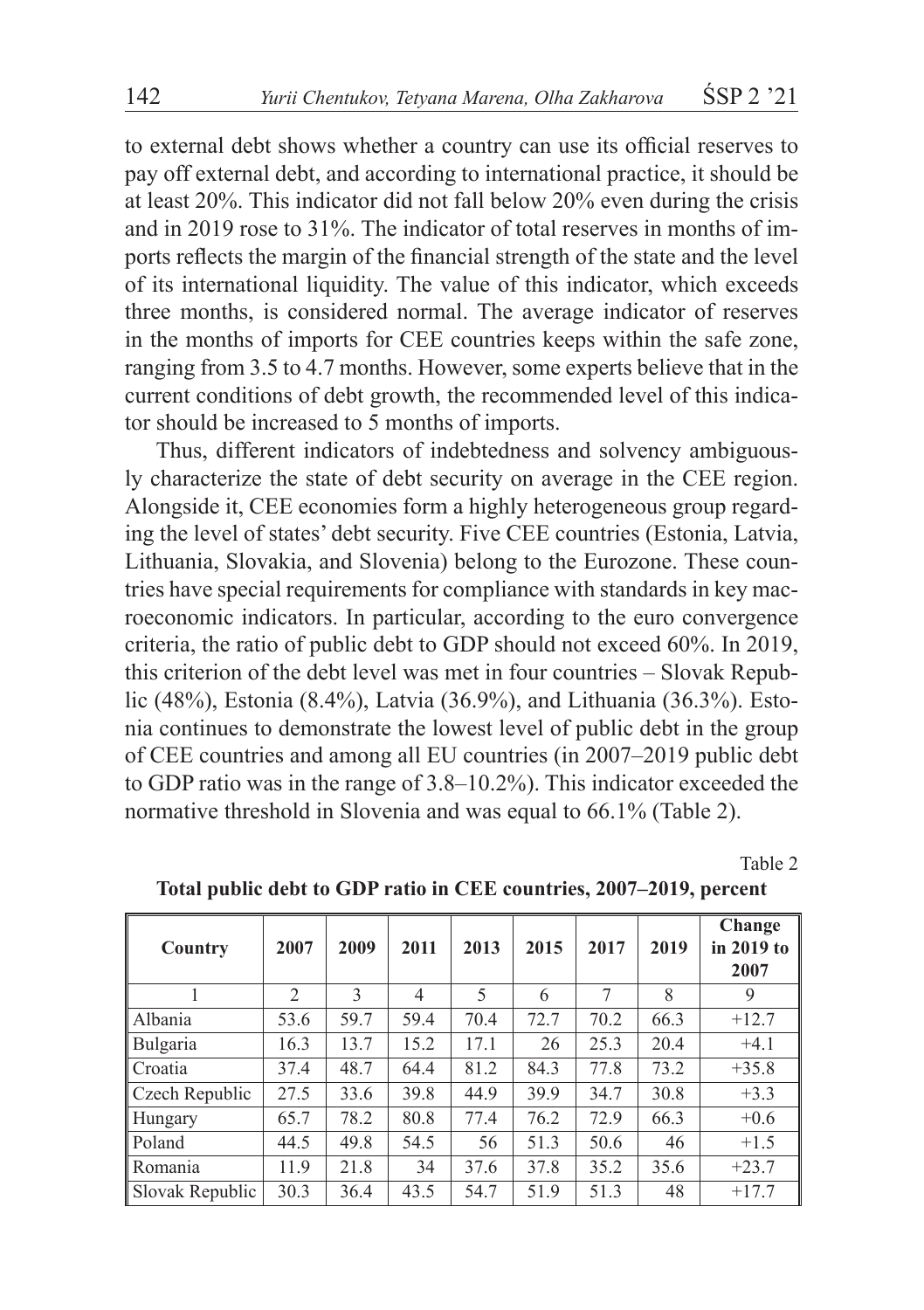to external debt shows whether a country can use its official reserves to pay off external debt, and according to international practice, it should be at least 20%. This indicator did not fall below 20% even during the crisis and in 2019 rose to 31%. The indicator of total reserves in months of imports reflects the margin of the financial strength of the state and the level of its international liquidity. The value of this indicator, which exceeds three months, is considered normal. The average indicator of reserves in the months of imports for CEE countries keeps within the safe zone, ranging from 3.5 to 4.7 months. However, some experts believe that in the current conditions of debt growth, the recommended level of this indicator should be increased to 5 months of imports.

Thus, different indicators of indebtedness and solvency ambiguously characterize the state of debt security on average in the CEE region. Alongside it, CEE economies form a highly heterogeneous group regarding the level of states' debt security. Five CEE countries (Estonia, Latvia, Lithuania, Slovakia, and Slovenia) belong to the Eurozone. These countries have special requirements for compliance with standards in key macroeconomic indicators. In particular, according to the euro convergence criteria, the ratio of public debt to GDP should not exceed 60%. In 2019, this criterion of the debt level was met in four countries – Slovak Republic (48%), Estonia (8.4%), Latvia (36.9%), and Lithuania (36.3%). Estonia continues to demonstrate the lowest level of public debt in the group of CEE countries and among all EU countries (in 2007–2019 public debt to GDP ratio was in the range of 3.8–10.2%). This indicator exceeded the normative threshold in Slovenia and was equal to 66.1% (Table 2).

Table 2

**Total public debt to GDP ratio in CEE countries, 2007–2019, percent**

| Country | 2007 | 2009 | 2011 | 2013 | 2015 | 2017 | 2019 | Change in 2019 to 2007 |
|---|---|---|---|---|---|---|---|---|
| 1 | 2 | 3 | 4 | 5 | 6 | 7 | 8 | 9 |
| Albania | 53.6 | 59.7 | 59.4 | 70.4 | 72.7 | 70.2 | 66.3 | +12.7 |
| Bulgaria | 16.3 | 13.7 | 15.2 | 17.1 | 26 | 25.3 | 20.4 | +4.1 |
| Croatia | 37.4 | 48.7 | 64.4 | 81.2 | 84.3 | 77.8 | 73.2 | +35.8 |
| Czech Republic | 27.5 | 33.6 | 39.8 | 44.9 | 39.9 | 34.7 | 30.8 | +3.3 |
| Hungary | 65.7 | 78.2 | 80.8 | 77.4 | 76.2 | 72.9 | 66.3 | +0.6 |
| Poland | 44.5 | 49.8 | 54.5 | 56 | 51.3 | 50.6 | 46 | +1.5 |
| Romania | 11.9 | 21.8 | 34 | 37.6 | 37.8 | 35.2 | 35.6 | +23.7 |
| Slovak Republic | 30.3 | 36.4 | 43.5 | 54.7 | 51.9 | 51.3 | 48 | +17.7 |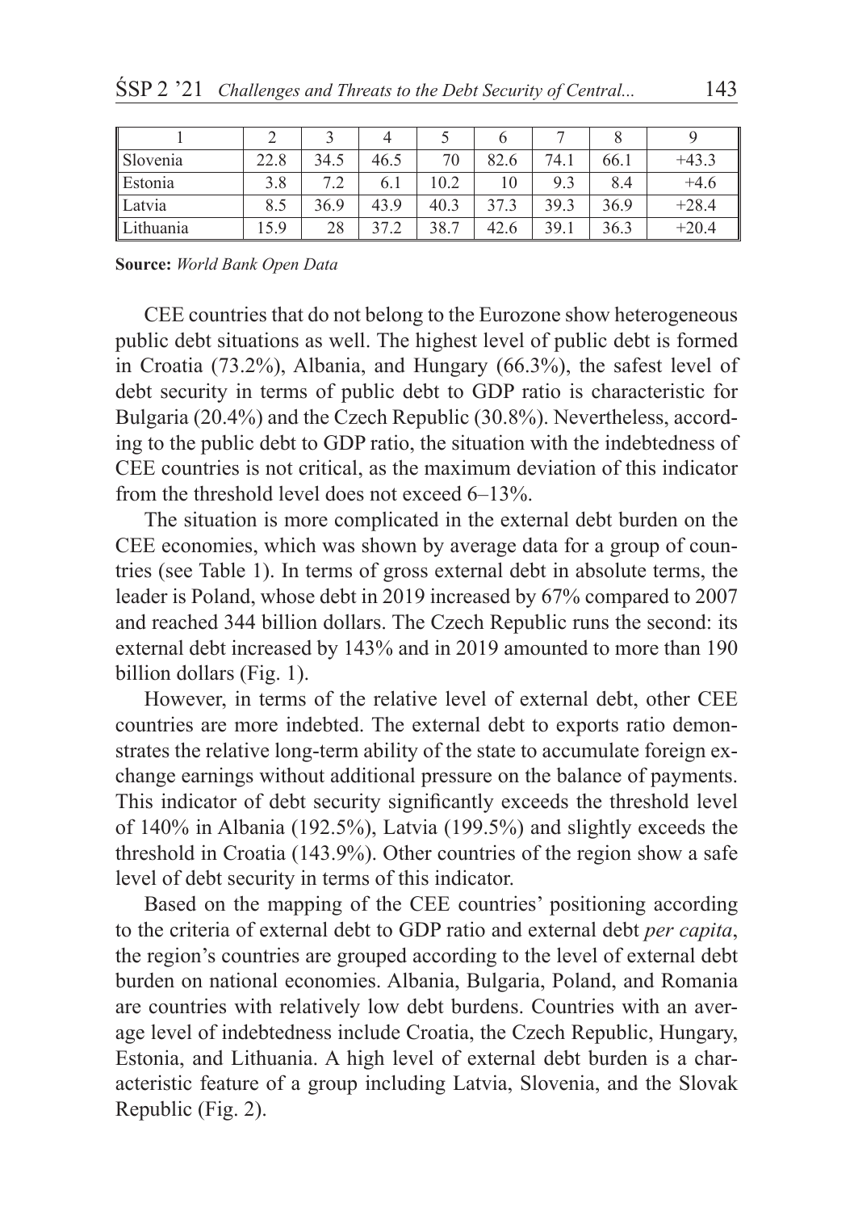| 1 | 2 | 3 | 4 | 5 | 6 | 7 | 8 | 9 |
|---|---|---|---|---|---|---|---|---|
| Slovenia | 22.8 | 34.5 | 46.5 | 70 | 82.6 | 74.1 | 66.1 | +43.3 |
| Estonia | 3.8 | 7.2 | 6.1 | 10.2 | 10 | 9.3 | 8.4 | +4.6 |
| Latvia | 8.5 | 36.9 | 43.9 | 40.3 | 37.3 | 39.3 | 36.9 | +28.4 |
| Lithuania | 15.9 | 28 | 37.2 | 38.7 | 42.6 | 39.1 | 36.3 | +20.4 |

**Source:** *World Bank Open Data*

CEE countries that do not belong to the Eurozone show heterogeneous public debt situations as well. The highest level of public debt is formed in Croatia (73.2%), Albania, and Hungary (66.3%), the safest level of debt security in terms of public debt to GDP ratio is characteristic for Bulgaria (20.4%) and the Czech Republic (30.8%). Nevertheless, according to the public debt to GDP ratio, the situation with the indebtedness of CEE countries is not critical, as the maximum deviation of this indicator from the threshold level does not exceed 6–13%.

The situation is more complicated in the external debt burden on the CEE economies, which was shown by average data for a group of countries (see Table 1). In terms of gross external debt in absolute terms, the leader is Poland, whose debt in 2019 increased by 67% compared to 2007 and reached 344 billion dollars. The Czech Republic runs the second: its external debt increased by 143% and in 2019 amounted to more than 190 billion dollars (Fig. 1).

However, in terms of the relative level of external debt, other CEE countries are more indebted. The external debt to exports ratio demonstrates the relative long-term ability of the state to accumulate foreign exchange earnings without additional pressure on the balance of payments. This indicator of debt security significantly exceeds the threshold level of 140% in Albania (192.5%), Latvia (199.5%) and slightly exceeds the threshold in Croatia (143.9%). Other countries of the region show a safe level of debt security in terms of this indicator.

Based on the mapping of the CEE countries' positioning according to the criteria of external debt to GDP ratio and external debt *per capita*, the region's countries are grouped according to the level of external debt burden on national economies. Albania, Bulgaria, Poland, and Romania are countries with relatively low debt burdens. Countries with an average level of indebtedness include Croatia, the Czech Republic, Hungary, Estonia, and Lithuania. A high level of external debt burden is a characteristic feature of a group including Latvia, Slovenia, and the Slovak Republic (Fig. 2).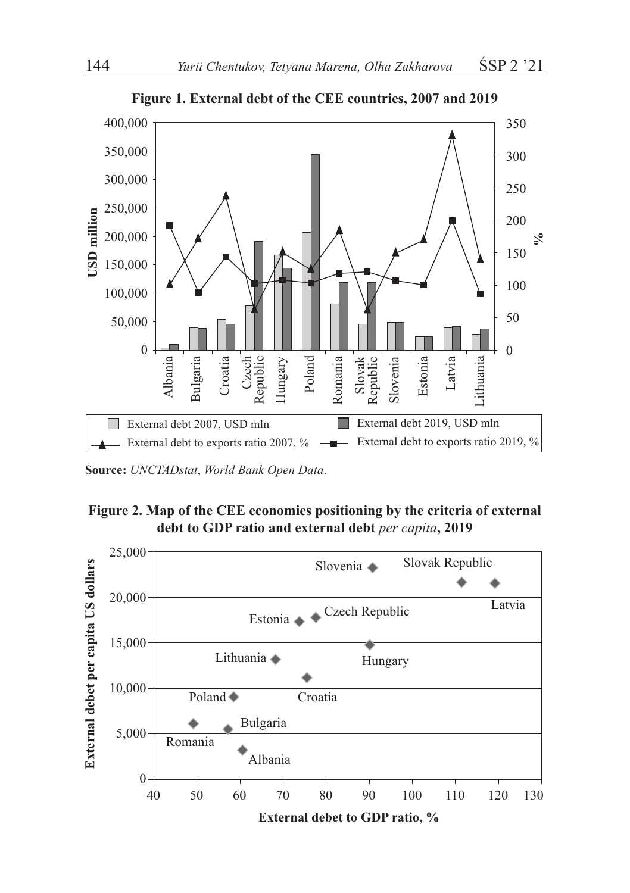**Figure 1. External debt of the CEE countries, 2007 and 2019**

**Source:** *UNCTADstat*, *World Bank Open Data*.

**Figure 2. Map of the CEE economies positioning by the criteria of external debt to GDP ratio and external debt *per capita*, 2019**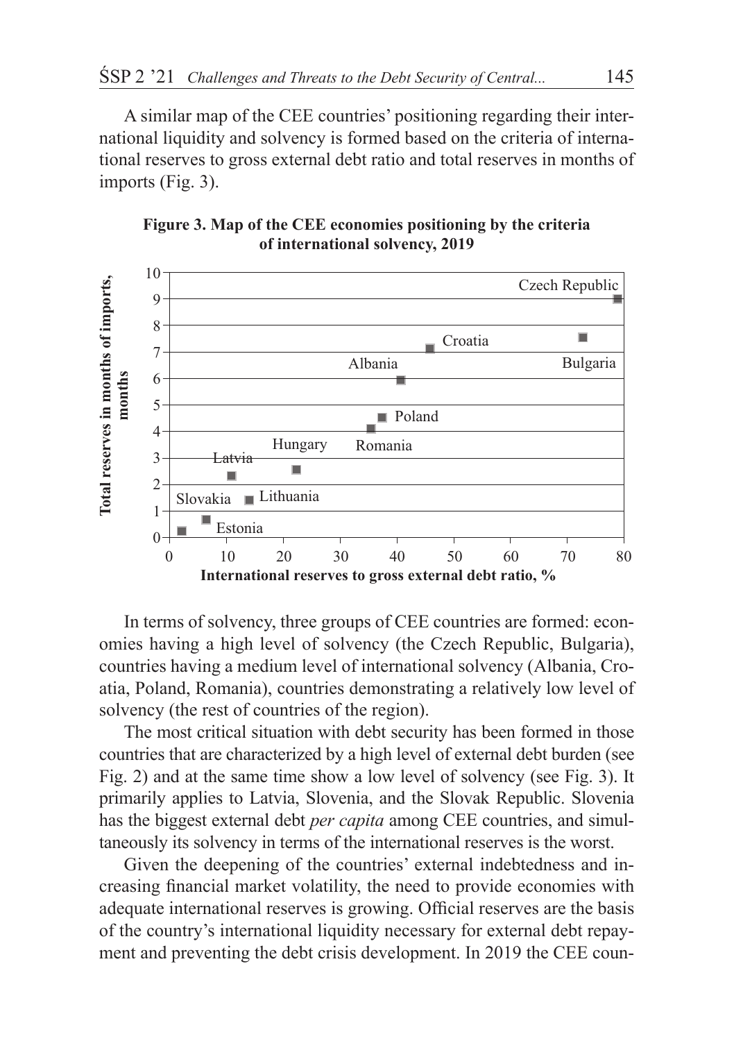A similar map of the CEE countries' positioning regarding their international liquidity and solvency is formed based on the criteria of international reserves to gross external debt ratio and total reserves in months of imports (Fig. 3).

**Figure 3. Map of the CEE economies positioning by the criteria of international solvency, 2019**

In terms of solvency, three groups of CEE countries are formed: economies having a high level of solvency (the Czech Republic, Bulgaria), countries having a medium level of international solvency (Albania, Croatia, Poland, Romania), countries demonstrating a relatively low level of solvency (the rest of countries of the region).

The most critical situation with debt security has been formed in those countries that are characterized by a high level of external debt burden (see Fig. 2) and at the same time show a low level of solvency (see Fig. 3). It primarily applies to Latvia, Slovenia, and the Slovak Republic. Slovenia has the biggest external debt *per capita* among CEE countries, and simultaneously its solvency in terms of the international reserves is the worst.

Given the deepening of the countries' external indebtedness and increasing financial market volatility, the need to provide economies with adequate international reserves is growing. Official reserves are the basis of the country's international liquidity necessary for external debt repayment and preventing the debt crisis development. In 2019 the CEE coun-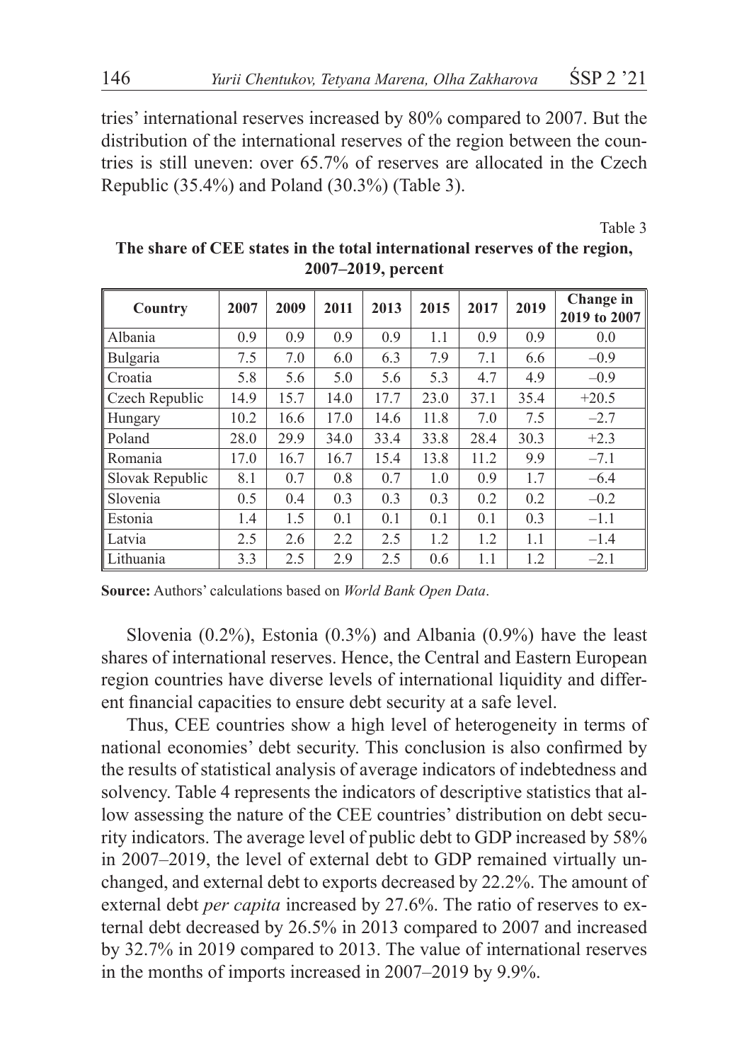tries' international reserves increased by 80% compared to 2007. But the distribution of the international reserves of the region between the countries is still uneven: over 65.7% of reserves are allocated in the Czech Republic (35.4%) and Poland (30.3%) (Table 3).

Table 3

**The share of CEE states in the total international reserves of the region, 2007–2019, percent**

| Country | 2007 | 2009 | 2011 | 2013 | 2015 | 2017 | 2019 | Change in 2019 to 2007 |
|---|---|---|---|---|---|---|---|---|
| Albania | 0.9 | 0.9 | 0.9 | 0.9 | 1.1 | 0.9 | 0.9 | 0.0 |
| Bulgaria | 7.5 | 7.0 | 6.0 | 6.3 | 7.9 | 7.1 | 6.6 | –0.9 |
| Croatia | 5.8 | 5.6 | 5.0 | 5.6 | 5.3 | 4.7 | 4.9 | –0.9 |
| Czech Republic | 14.9 | 15.7 | 14.0 | 17.7 | 23.0 | 37.1 | 35.4 | +20.5 |
| Hungary | 10.2 | 16.6 | 17.0 | 14.6 | 11.8 | 7.0 | 7.5 | –2.7 |
| Poland | 28.0 | 29.9 | 34.0 | 33.4 | 33.8 | 28.4 | 30.3 | +2.3 |
| Romania | 17.0 | 16.7 | 16.7 | 15.4 | 13.8 | 11.2 | 9.9 | –7.1 |
| Slovak Republic | 8.1 | 0.7 | 0.8 | 0.7 | 1.0 | 0.9 | 1.7 | –6.4 |
| Slovenia | 0.5 | 0.4 | 0.3 | 0.3 | 0.3 | 0.2 | 0.2 | –0.2 |
| Estonia | 1.4 | 1.5 | 0.1 | 0.1 | 0.1 | 0.1 | 0.3 | –1.1 |
| Latvia | 2.5 | 2.6 | 2.2 | 2.5 | 1.2 | 1.2 | 1.1 | –1.4 |
| Lithuania | 3.3 | 2.5 | 2.9 | 2.5 | 0.6 | 1.1 | 1.2 | –2.1 |

**Source:** Authors' calculations based on *World Bank Open Data*.

Slovenia (0.2%), Estonia (0.3%) and Albania (0.9%) have the least shares of international reserves. Hence, the Central and Eastern European region countries have diverse levels of international liquidity and different financial capacities to ensure debt security at a safe level.

Thus, CEE countries show a high level of heterogeneity in terms of national economies' debt security. This conclusion is also confirmed by the results of statistical analysis of average indicators of indebtedness and solvency. Table 4 represents the indicators of descriptive statistics that allow assessing the nature of the CEE countries' distribution on debt security indicators. The average level of public debt to GDP increased by 58% in 2007–2019, the level of external debt to GDP remained virtually unchanged, and external debt to exports decreased by 22.2%. The amount of external debt *per capita* increased by 27.6%. The ratio of reserves to external debt decreased by 26.5% in 2013 compared to 2007 and increased by 32.7% in 2019 compared to 2013. The value of international reserves in the months of imports increased in 2007–2019 by 9.9%.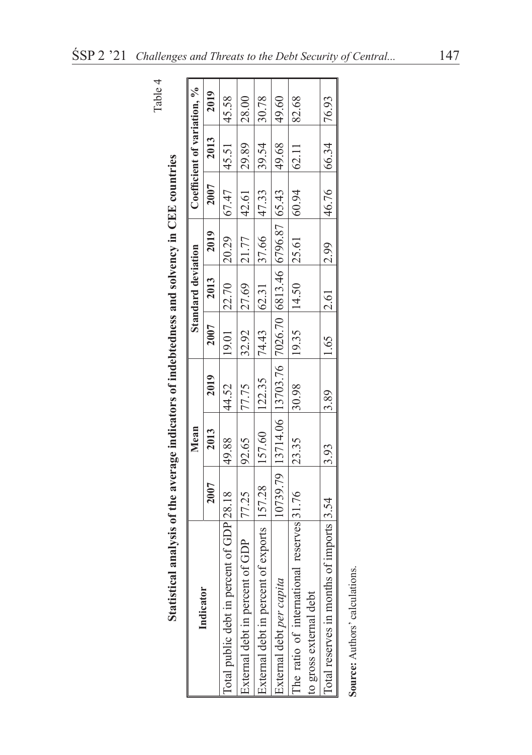Table 4

**Statistical analysis of the average indicators of indebtedness and solvency in CEE countries**

| Indicator | Mean | | | Standard deviation | | | Coefficient of variation, % | | |
|---|---|---|---|---|---|---|---|---|---|
| | 2007 | 2013 | 2019 | 2007 | 2013 | 2019 | 2007 | 2013 | 2019 |
| Total public debt in percent of GDP | 28.18 | 49.88 | 44.52 | 19.01 | 22.70 | 20.29 | 67.47 | 45.51 | 45.58 |
| External debt in percent of GDP | 77.25 | 92.65 | 77.75 | 32.92 | 27.69 | 21.77 | 42.61 | 29.89 | 28.00 |
| External debt in percent of exports | 157.28 | 157.60 | 122.35 | 74.43 | 62.31 | 37.66 | 47.33 | 39.54 | 30.78 |
| External debt *per capita* | 10739.79 | 13714.06 | 13703.76 | 7026.70 | 6813.46 | 6796.87 | 65.43 | 49.68 | 49.60 |
| The ratio of international reserves to gross external debt | 31.76 | 23.35 | 30.98 | 19.35 | 14.50 | 25.61 | 60.94 | 62.11 | 82.68 |
| Total reserves in months of imports | 3.54 | 3.93 | 3.89 | 1.65 | 2.61 | 2.99 | 46.76 | 66.34 | 76.93 |

**Source:** Authors' calculations.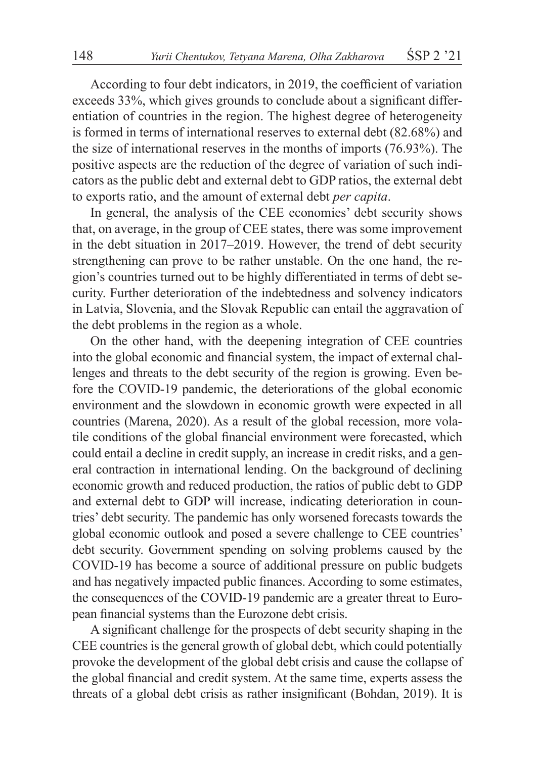According to four debt indicators, in 2019, the coefficient of variation exceeds 33%, which gives grounds to conclude about a significant differentiation of countries in the region. The highest degree of heterogeneity is formed in terms of international reserves to external debt (82.68%) and the size of international reserves in the months of imports (76.93%). The positive aspects are the reduction of the degree of variation of such indicators as the public debt and external debt to GDP ratios, the external debt to exports ratio, and the amount of external debt *per capita*.

In general, the analysis of the CEE economies' debt security shows that, on average, in the group of CEE states, there was some improvement in the debt situation in 2017–2019. However, the trend of debt security strengthening can prove to be rather unstable. On the one hand, the region's countries turned out to be highly differentiated in terms of debt security. Further deterioration of the indebtedness and solvency indicators in Latvia, Slovenia, and the Slovak Republic can entail the aggravation of the debt problems in the region as a whole.

On the other hand, with the deepening integration of CEE countries into the global economic and financial system, the impact of external challenges and threats to the debt security of the region is growing. Even before the COVID-19 pandemic, the deteriorations of the global economic environment and the slowdown in economic growth were expected in all countries (Marena, 2020). As a result of the global recession, more volatile conditions of the global financial environment were forecasted, which could entail a decline in credit supply, an increase in credit risks, and a general contraction in international lending. On the background of declining economic growth and reduced production, the ratios of public debt to GDP and external debt to GDP will increase, indicating deterioration in countries' debt security. The pandemic has only worsened forecasts towards the global economic outlook and posed a severe challenge to CEE countries' debt security. Government spending on solving problems caused by the COVID-19 has become a source of additional pressure on public budgets and has negatively impacted public finances. According to some estimates, the consequences of the COVID-19 pandemic are a greater threat to European financial systems than the Eurozone debt crisis.

A significant challenge for the prospects of debt security shaping in the CEE countries is the general growth of global debt, which could potentially provoke the development of the global debt crisis and cause the collapse of the global financial and credit system. At the same time, experts assess the threats of a global debt crisis as rather insignificant (Bohdan, 2019). It is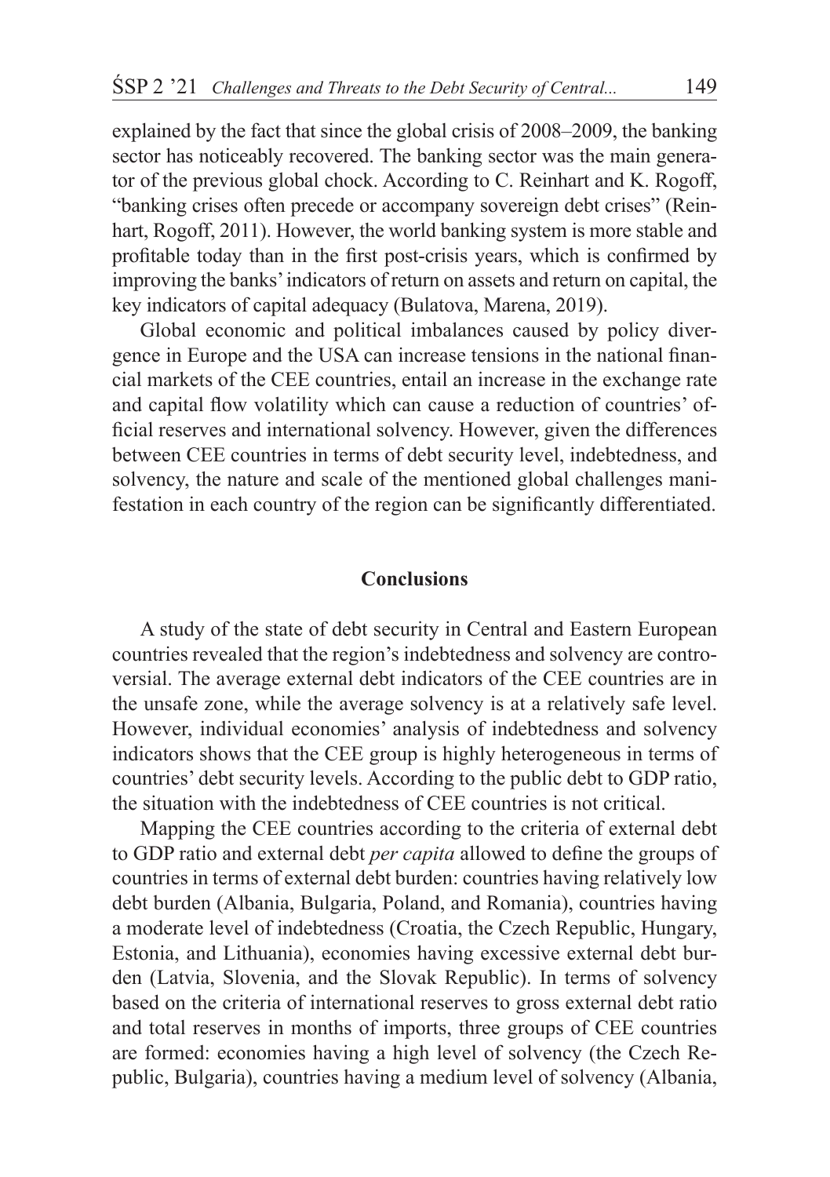explained by the fact that since the global crisis of 2008–2009, the banking sector has noticeably recovered. The banking sector was the main generator of the previous global chock. According to C. Reinhart and K. Rogoff, "banking crises often precede or accompany sovereign debt crises" (Reinhart, Rogoff, 2011). However, the world banking system is more stable and profitable today than in the first post-crisis years, which is confirmed by improving the banks' indicators of return on assets and return on capital, the key indicators of capital adequacy (Bulatova, Marena, 2019).

Global economic and political imbalances caused by policy divergence in Europe and the USA can increase tensions in the national financial markets of the CEE countries, entail an increase in the exchange rate and capital flow volatility which can cause a reduction of countries' official reserves and international solvency. However, given the differences between CEE countries in terms of debt security level, indebtedness, and solvency, the nature and scale of the mentioned global challenges manifestation in each country of the region can be significantly differentiated.

## Conclusions

A study of the state of debt security in Central and Eastern European countries revealed that the region's indebtedness and solvency are controversial. The average external debt indicators of the CEE countries are in the unsafe zone, while the average solvency is at a relatively safe level. However, individual economies' analysis of indebtedness and solvency indicators shows that the CEE group is highly heterogeneous in terms of countries' debt security levels. According to the public debt to GDP ratio, the situation with the indebtedness of CEE countries is not critical.

Mapping the CEE countries according to the criteria of external debt to GDP ratio and external debt *per capita* allowed to define the groups of countries in terms of external debt burden: countries having relatively low debt burden (Albania, Bulgaria, Poland, and Romania), countries having a moderate level of indebtedness (Croatia, the Czech Republic, Hungary, Estonia, and Lithuania), economies having excessive external debt burden (Latvia, Slovenia, and the Slovak Republic). In terms of solvency based on the criteria of international reserves to gross external debt ratio and total reserves in months of imports, three groups of CEE countries are formed: economies having a high level of solvency (the Czech Republic, Bulgaria), countries having a medium level of solvency (Albania,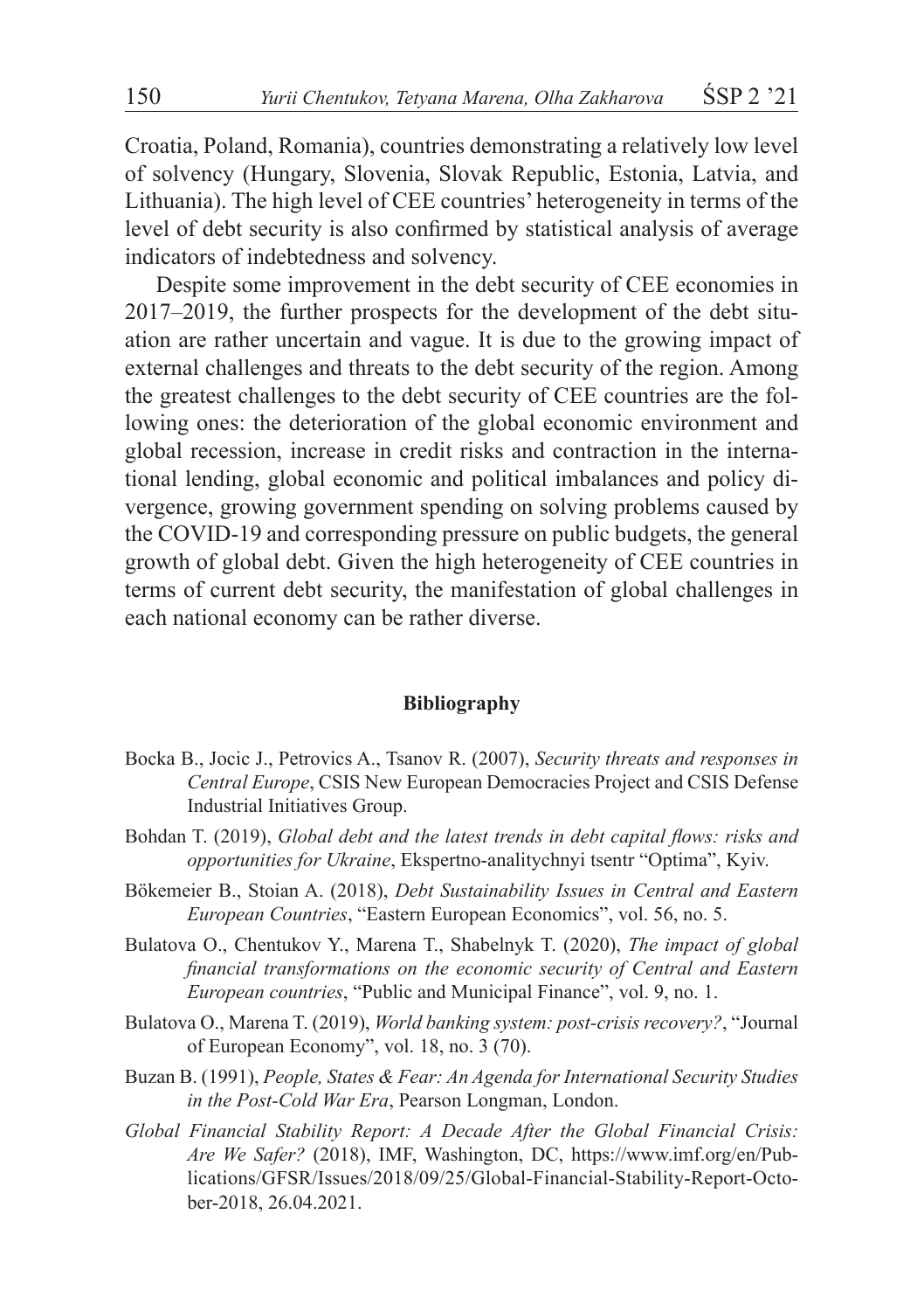Croatia, Poland, Romania), countries demonstrating a relatively low level of solvency (Hungary, Slovenia, Slovak Republic, Estonia, Latvia, and Lithuania). The high level of CEE countries' heterogeneity in terms of the level of debt security is also confirmed by statistical analysis of average indicators of indebtedness and solvency.

Despite some improvement in the debt security of CEE economies in 2017–2019, the further prospects for the development of the debt situation are rather uncertain and vague. It is due to the growing impact of external challenges and threats to the debt security of the region. Among the greatest challenges to the debt security of CEE countries are the following ones: the deterioration of the global economic environment and global recession, increase in credit risks and contraction in the international lending, global economic and political imbalances and policy divergence, growing government spending on solving problems caused by the COVID-19 and corresponding pressure on public budgets, the general growth of global debt. Given the high heterogeneity of CEE countries in terms of current debt security, the manifestation of global challenges in each national economy can be rather diverse.

## Bibliography

Bocka B., Jocic J., Petrovics A., Tsanov R. (2007), *Security threats and responses in Central Europe*, CSIS New European Democracies Project and CSIS Defense Industrial Initiatives Group.

Bohdan T. (2019), *Global debt and the latest trends in debt capital flows: risks and opportunities for Ukraine*, Ekspertno-analitychnyi tsentr "Optima", Kyiv.

Bökemeier B., Stoian A. (2018), *Debt Sustainability Issues in Central and Eastern European Countries*, "Eastern European Economics", vol. 56, no. 5.

Bulatova O., Chentukov Y., Marena T., Shabelnyk T. (2020), *The impact of global financial transformations on the economic security of Central and Eastern European countries*, "Public and Municipal Finance", vol. 9, no. 1.

Bulatova O., Marena T. (2019), *World banking system: post-crisis recovery?*, "Journal of European Economy", vol. 18, no. 3 (70).

Buzan B. (1991), *People, States & Fear: An Agenda for International Security Studies in the Post-Cold War Era*, Pearson Longman, London.

*Global Financial Stability Report: A Decade After the Global Financial Crisis: Are We Safer?* (2018), IMF, Washington, DC, https://www.imf.org/en/Publications/GFSR/Issues/2018/09/25/Global-Financial-Stability-Report-October-2018, 26.04.2021.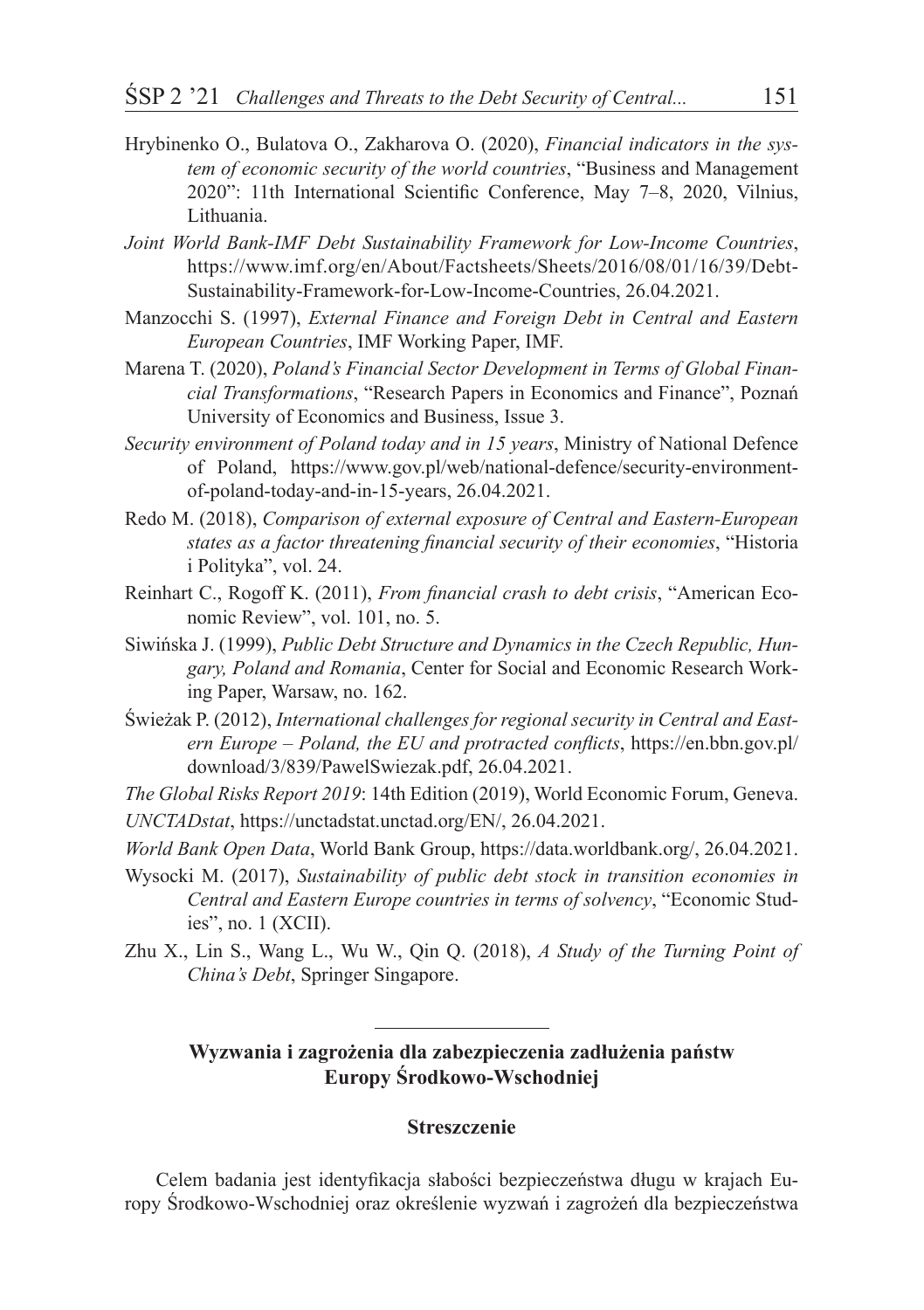Hrybinenko O., Bulatova O., Zakharova O. (2020), *Financial indicators in the system of economic security of the world countries*, "Business and Management 2020": 11th International Scientific Conference, May 7–8, 2020, Vilnius, Lithuania.

*Joint World Bank-IMF Debt Sustainability Framework for Low-Income Countries*, https://www.imf.org/en/About/Factsheets/Sheets/2016/08/01/16/39/Debt-Sustainability-Framework-for-Low-Income-Countries, 26.04.2021.

Manzocchi S. (1997), *External Finance and Foreign Debt in Central and Eastern European Countries*, IMF Working Paper, IMF.

Marena T. (2020), *Poland's Financial Sector Development in Terms of Global Financial Transformations*, "Research Papers in Economics and Finance", Poznań University of Economics and Business, Issue 3.

*Security environment of Poland today and in 15 years*, Ministry of National Defence of Poland, https://www.gov.pl/web/national-defence/security-environment-of-poland-today-and-in-15-years, 26.04.2021.

Redo M. (2018), *Comparison of external exposure of Central and Eastern-European states as a factor threatening financial security of their economies*, "Historia i Polityka", vol. 24.

Reinhart C., Rogoff K. (2011), *From financial crash to debt crisis*, "American Economic Review", vol. 101, no. 5.

Siwińska J. (1999), *Public Debt Structure and Dynamics in the Czech Republic, Hungary, Poland and Romania*, Center for Social and Economic Research Working Paper, Warsaw, no. 162.

Świeżak P. (2012), *International challenges for regional security in Central and Eastern Europe – Poland, the EU and protracted conflicts*, https://en.bbn.gov.pl/download/3/839/PawelSwiezak.pdf, 26.04.2021.

*The Global Risks Report 2019*: 14th Edition (2019), World Economic Forum, Geneva.

*UNCTADstat*, https://unctadstat.unctad.org/EN/, 26.04.2021.

*World Bank Open Data*, World Bank Group, https://data.worldbank.org/, 26.04.2021.

Wysocki M. (2017), *Sustainability of public debt stock in transition economies in Central and Eastern Europe countries in terms of solvency*, "Economic Studies", no. 1 (XCII).

Zhu X., Lin S., Wang L., Wu W., Qin Q. (2018), *A Study of the Turning Point of China's Debt*, Springer Singapore.

---

**Wyzwania i zagrożenia dla zabezpieczenia zadłużenia państw Europy Środkowo-Wschodniej**

**Streszczenie**

Celem badania jest identyfikacja słabości bezpieczeństwa długu w krajach Europy Środkowo-Wschodniej oraz określenie wyzwań i zagrożeń dla bezpieczeństwa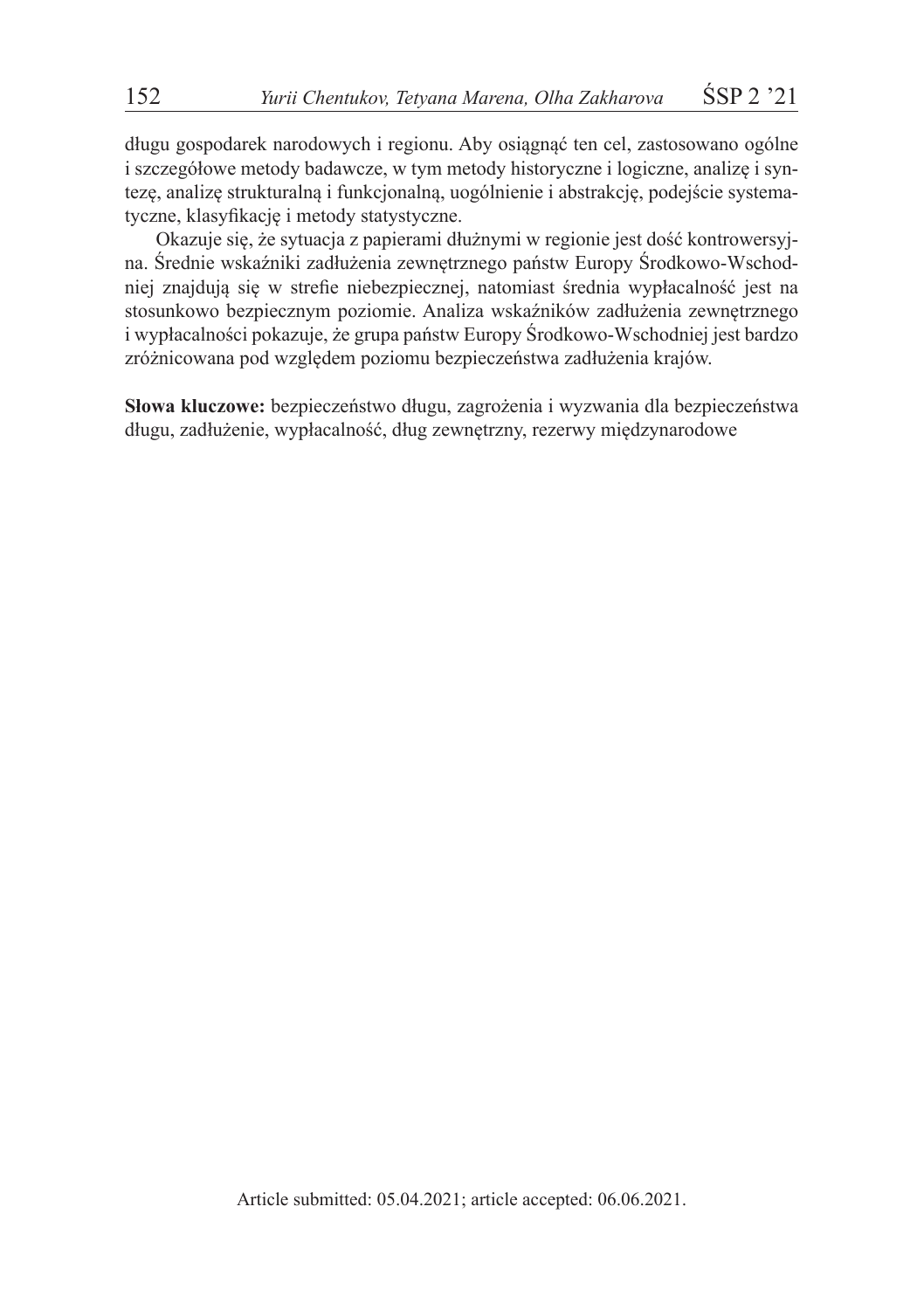długu gospodarek narodowych i regionu. Aby osiągnąć ten cel, zastosowano ogólne i szczegółowe metody badawcze, w tym metody historyczne i logiczne, analizę i syntezę, analizę strukturalną i funkcjonalną, uogólnienie i abstrakcję, podejście systematyczne, klasyfikację i metody statystyczne.

Okazuje się, że sytuacja z papierami dłużnymi w regionie jest dość kontrowersyjna. Średnie wskaźniki zadłużenia zewnętrznego państw Europy Środkowo-Wschodniej znajdują się w strefie niebezpiecznej, natomiast średnia wypłacalność jest na stosunkowo bezpiecznym poziomie. Analiza wskaźników zadłużenia zewnętrznego i wypłacalności pokazuje, że grupa państw Europy Środkowo-Wschodniej jest bardzo zróżnicowana pod względem poziomu bezpieczeństwa zadłużenia krajów.

**Słowa kluczowe:** bezpieczeństwo długu, zagrożenia i wyzwania dla bezpieczeństwa długu, zadłużenie, wypłacalność, dług zewnętrzny, rezerwy międzynarodowe

Article submitted: 05.04.2021; article accepted: 06.06.2021.